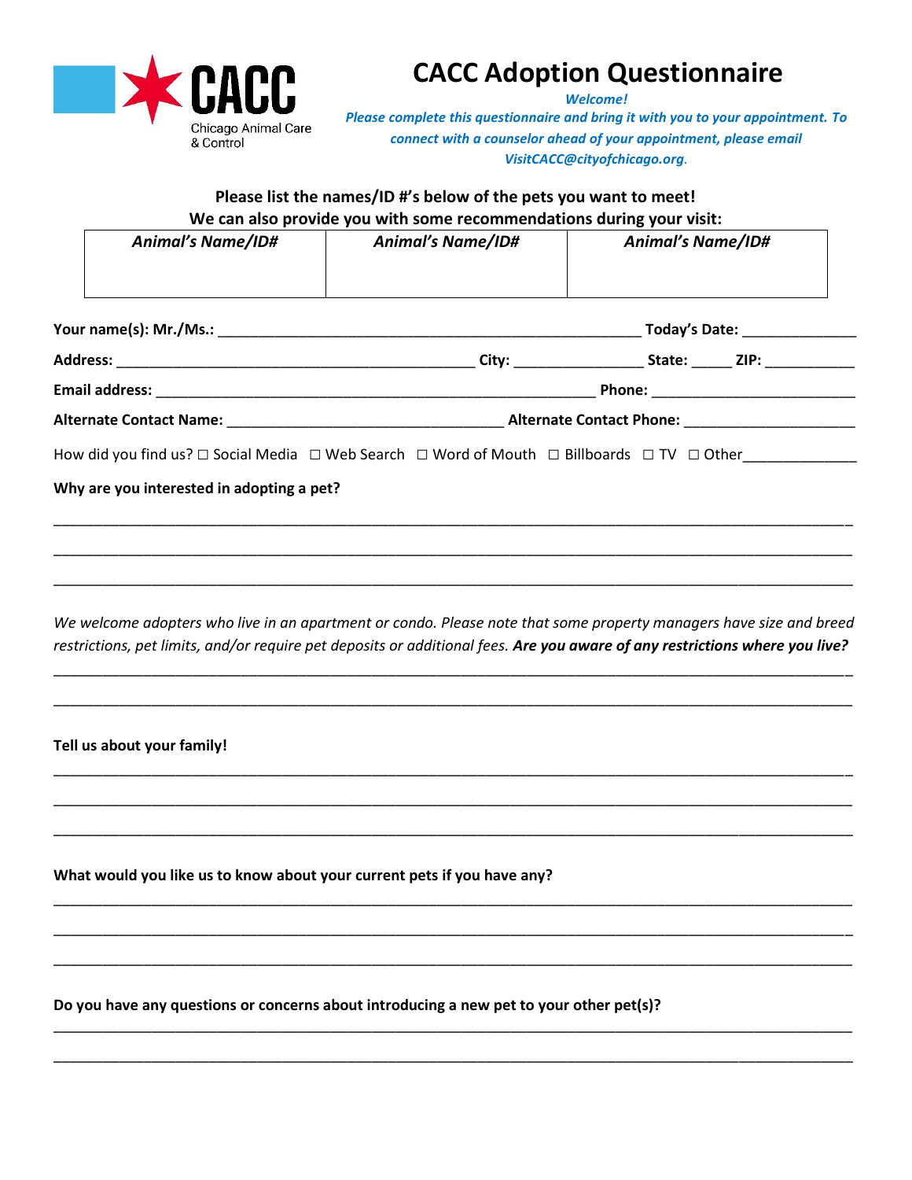CACC
Chicago Animal Care & Control

# CACC Adoption Questionnaire

*Welcome!*

*Please complete this questionnaire and bring it with you to your appointment. To connect with a counselor ahead of your appointment, please email VisitCACC@cityofchicago.org.*

**Please list the names/ID #'s below of the pets you want to meet!**
**We can also provide you with some recommendations during your visit:**

| ***Animal's Name/ID#*** | ***Animal's Name/ID#*** | ***Animal's Name/ID#*** |
|---|---|---|
| | | |

**Your name(s): Mr./Ms.:** ______________________________________________________ **Today's Date:** ______________

**Address:** _____________________________________________ **City:** ________________ **State:** _____ **ZIP:** ___________

**Email address:** _______________________________________________________ **Phone:** _________________________

**Alternate Contact Name:** ___________________________________ **Alternate Contact Phone:** _____________________

How did you find us? ☐ Social Media ☐ Web Search ☐ Word of Mouth ☐ Billboards ☐ TV ☐ Other______________

**Why are you interested in adopting a pet?**

_____________________________________________________________________________________________

_____________________________________________________________________________________________

_____________________________________________________________________________________________

*We welcome adopters who live in an apartment or condo. Please note that some property managers have size and breed restrictions, pet limits, and/or require pet deposits or additional fees.* ***Are you aware of any restrictions where you live?***

_____________________________________________________________________________________________

_____________________________________________________________________________________________

**Tell us about your family!**

_____________________________________________________________________________________________

_____________________________________________________________________________________________

_____________________________________________________________________________________________

**What would you like us to know about your current pets if you have any?**

_____________________________________________________________________________________________

_____________________________________________________________________________________________

_____________________________________________________________________________________________

**Do you have any questions or concerns about introducing a new pet to your other pet(s)?**

_____________________________________________________________________________________________

_____________________________________________________________________________________________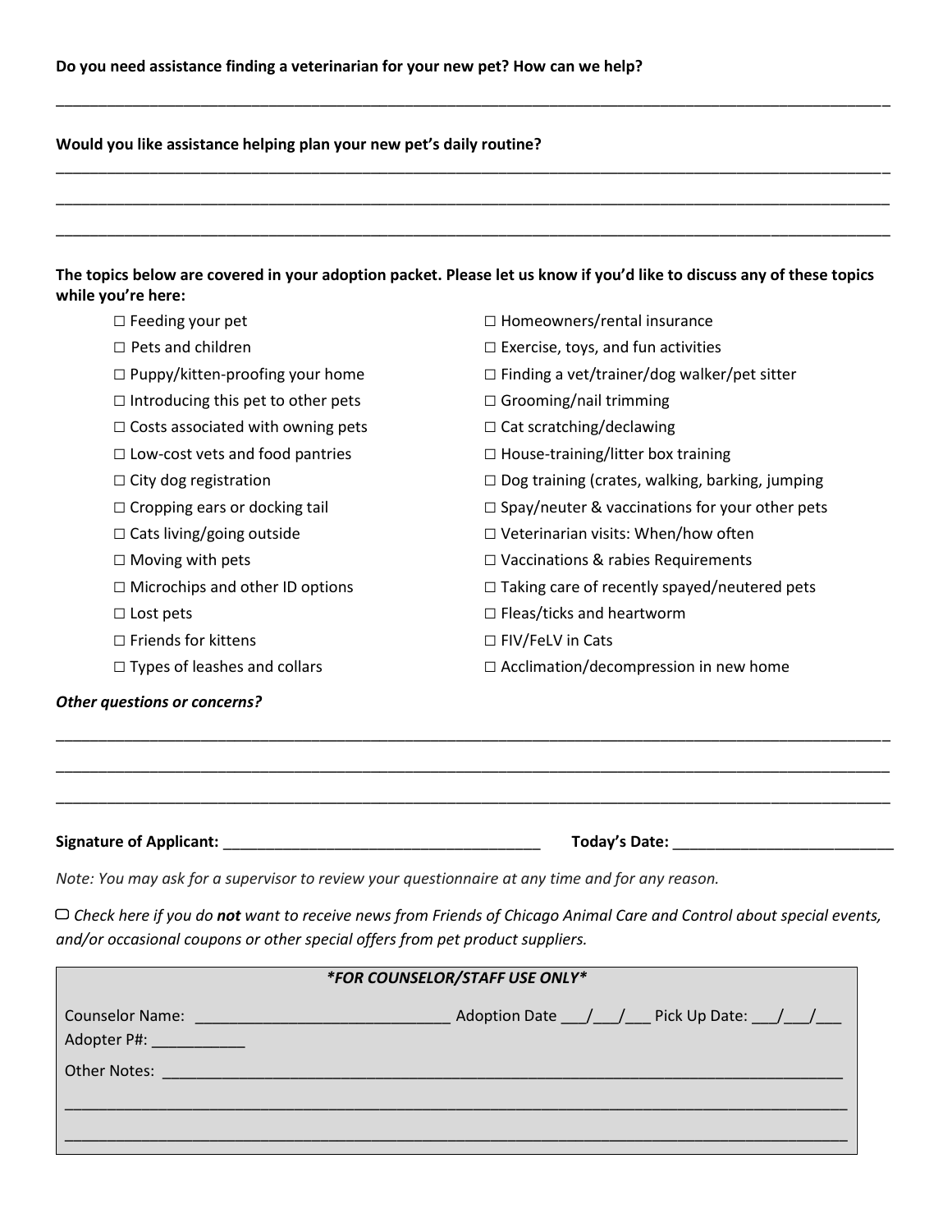**Do you need assistance finding a veterinarian for your new pet? How can we help?**

_______________________________________________________________________________________________

**Would you like assistance helping plan your new pet's daily routine?**

_______________________________________________________________________________________________

_______________________________________________________________________________________________

_______________________________________________________________________________________________

**The topics below are covered in your adoption packet. Please let us know if you'd like to discuss any of these topics while you're here:**

- ☐ Feeding your pet
- ☐ Pets and children
- ☐ Puppy/kitten-proofing your home
- ☐ Introducing this pet to other pets
- ☐ Costs associated with owning pets
- ☐ Low-cost vets and food pantries
- ☐ City dog registration
- ☐ Cropping ears or docking tail
- ☐ Cats living/going outside
- ☐ Moving with pets
- ☐ Microchips and other ID options
- ☐ Lost pets
- ☐ Friends for kittens
- ☐ Types of leashes and collars
- ☐ Homeowners/rental insurance
- ☐ Exercise, toys, and fun activities
- ☐ Finding a vet/trainer/dog walker/pet sitter
- ☐ Grooming/nail trimming
- ☐ Cat scratching/declawing
- ☐ House-training/litter box training
- ☐ Dog training (crates, walking, barking, jumping
- ☐ Spay/neuter & vaccinations for your other pets
- ☐ Veterinarian visits: When/how often
- ☐ Vaccinations & rabies Requirements
- ☐ Taking care of recently spayed/neutered pets
- ☐ Fleas/ticks and heartworm
- ☐ FIV/FeLV in Cats
- ☐ Acclimation/decompression in new home

***Other questions or concerns?***

_______________________________________________________________________________________________

_______________________________________________________________________________________________

_______________________________________________________________________________________________

**Signature of Applicant:** ______________________________________ **Today's Date:** __________________________

*Note: You may ask for a supervisor to review your questionnaire at any time and for any reason.*

☐ *Check here if you do **not** want to receive news from Friends of Chicago Animal Care and Control about special events, and/or occasional coupons or other special offers from pet product suppliers.*

***FOR COUNSELOR/STAFF USE ONLY***

Counselor Name: _____________________________ Adoption Date ___/___/___ Pick Up Date: ___/___/___

Adopter P#: ___________

Other Notes: _______________________________________________________________________________

_______________________________________________________________________________________________

_______________________________________________________________________________________________